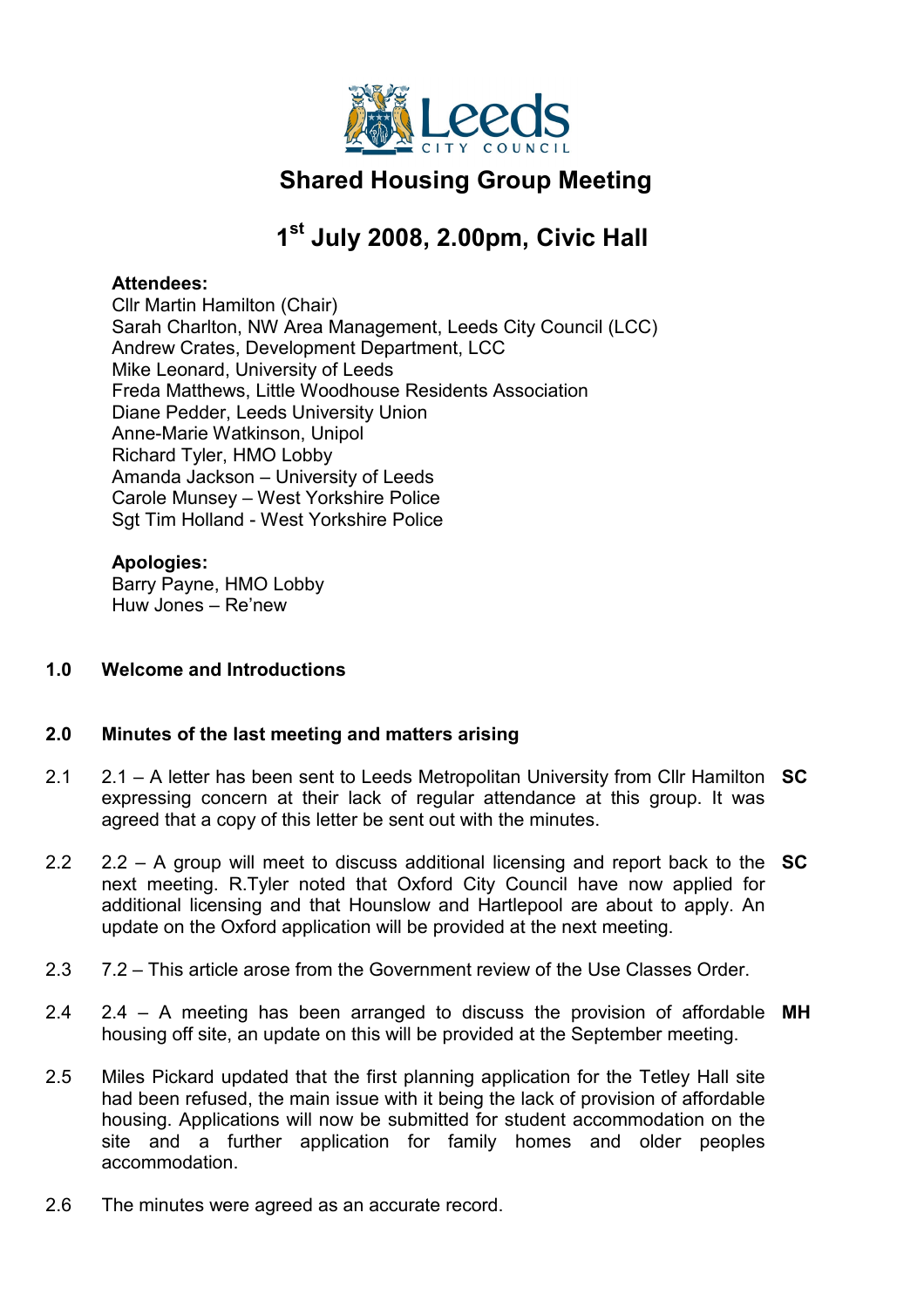# Shared Housing Group Meeting

## 1st July 2008, 2.00pm, Civic Hall

**Attendees:**
Cllr Martin Hamilton (Chair)
Sarah Charlton, NW Area Management, Leeds City Council (LCC)
Andrew Crates, Development Department, LCC
Mike Leonard, University of Leeds
Freda Matthews, Little Woodhouse Residents Association
Diane Pedder, Leeds University Union
Anne-Marie Watkinson, Unipol
Richard Tyler, HMO Lobby
Amanda Jackson – University of Leeds
Carole Munsey – West Yorkshire Police
Sgt Tim Holland - West Yorkshire Police

**Apologies:**
Barry Payne, HMO Lobby
Huw Jones – Re'new

### 1.0 Welcome and Introductions

### 2.0 Minutes of the last meeting and matters arising

2.1 2.1 – A letter has been sent to Leeds Metropolitan University from Cllr Hamilton expressing concern at their lack of regular attendance at this group. It was agreed that a copy of this letter be sent out with the minutes. **SC**

2.2 2.2 – A group will meet to discuss additional licensing and report back to the next meeting. R.Tyler noted that Oxford City Council have now applied for additional licensing and that Hounslow and Hartlepool are about to apply. An update on the Oxford application will be provided at the next meeting. **SC**

2.3 7.2 – This article arose from the Government review of the Use Classes Order.

2.4 2.4 – A meeting has been arranged to discuss the provision of affordable housing off site, an update on this will be provided at the September meeting. **MH**

2.5 Miles Pickard updated that the first planning application for the Tetley Hall site had been refused, the main issue with it being the lack of provision of affordable housing. Applications will now be submitted for student accommodation on the site and a further application for family homes and older peoples accommodation.

2.6 The minutes were agreed as an accurate record.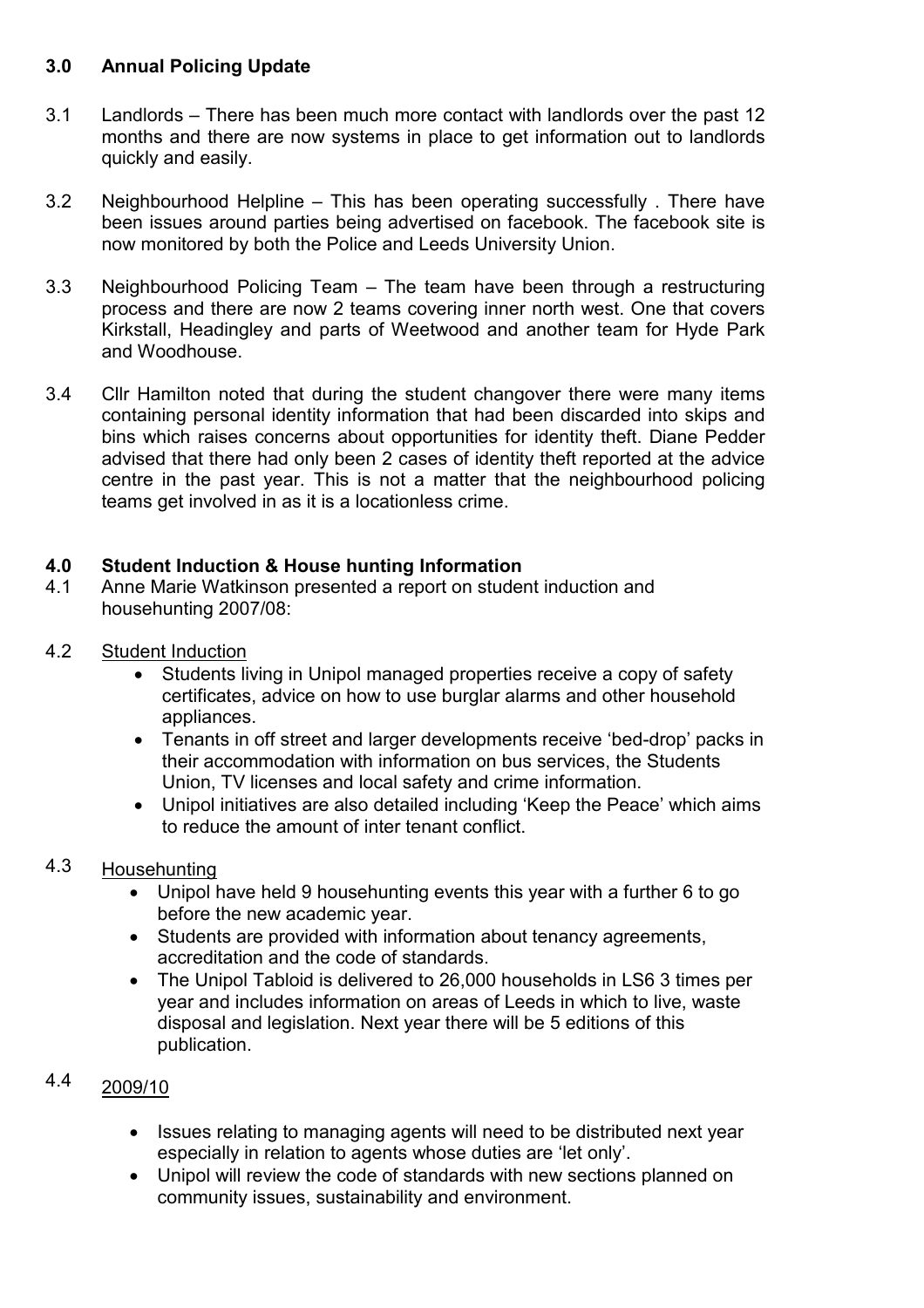## 3.0 Annual Policing Update

3.1 Landlords – There has been much more contact with landlords over the past 12 months and there are now systems in place to get information out to landlords quickly and easily.

3.2 Neighbourhood Helpline – This has been operating successfully . There have been issues around parties being advertised on facebook. The facebook site is now monitored by both the Police and Leeds University Union.

3.3 Neighbourhood Policing Team – The team have been through a restructuring process and there are now 2 teams covering inner north west. One that covers Kirkstall, Headingley and parts of Weetwood and another team for Hyde Park and Woodhouse.

3.4 Cllr Hamilton noted that during the student changover there were many items containing personal identity information that had been discarded into skips and bins which raises concerns about opportunities for identity theft. Diane Pedder advised that there had only been 2 cases of identity theft reported at the advice centre in the past year. This is not a matter that the neighbourhood policing teams get involved in as it is a locationless crime.

## 4.0 Student Induction & House hunting Information

4.1 Anne Marie Watkinson presented a report on student induction and househunting 2007/08:

4.2 Student Induction

- Students living in Unipol managed properties receive a copy of safety certificates, advice on how to use burglar alarms and other household appliances.
- Tenants in off street and larger developments receive 'bed-drop' packs in their accommodation with information on bus services, the Students Union, TV licenses and local safety and crime information.
- Unipol initiatives are also detailed including 'Keep the Peace' which aims to reduce the amount of inter tenant conflict.

4.3 Househunting

- Unipol have held 9 househunting events this year with a further 6 to go before the new academic year.
- Students are provided with information about tenancy agreements, accreditation and the code of standards.
- The Unipol Tabloid is delivered to 26,000 households in LS6 3 times per year and includes information on areas of Leeds in which to live, waste disposal and legislation. Next year there will be 5 editions of this publication.

4.4 2009/10

- Issues relating to managing agents will need to be distributed next year especially in relation to agents whose duties are 'let only'.
- Unipol will review the code of standards with new sections planned on community issues, sustainability and environment.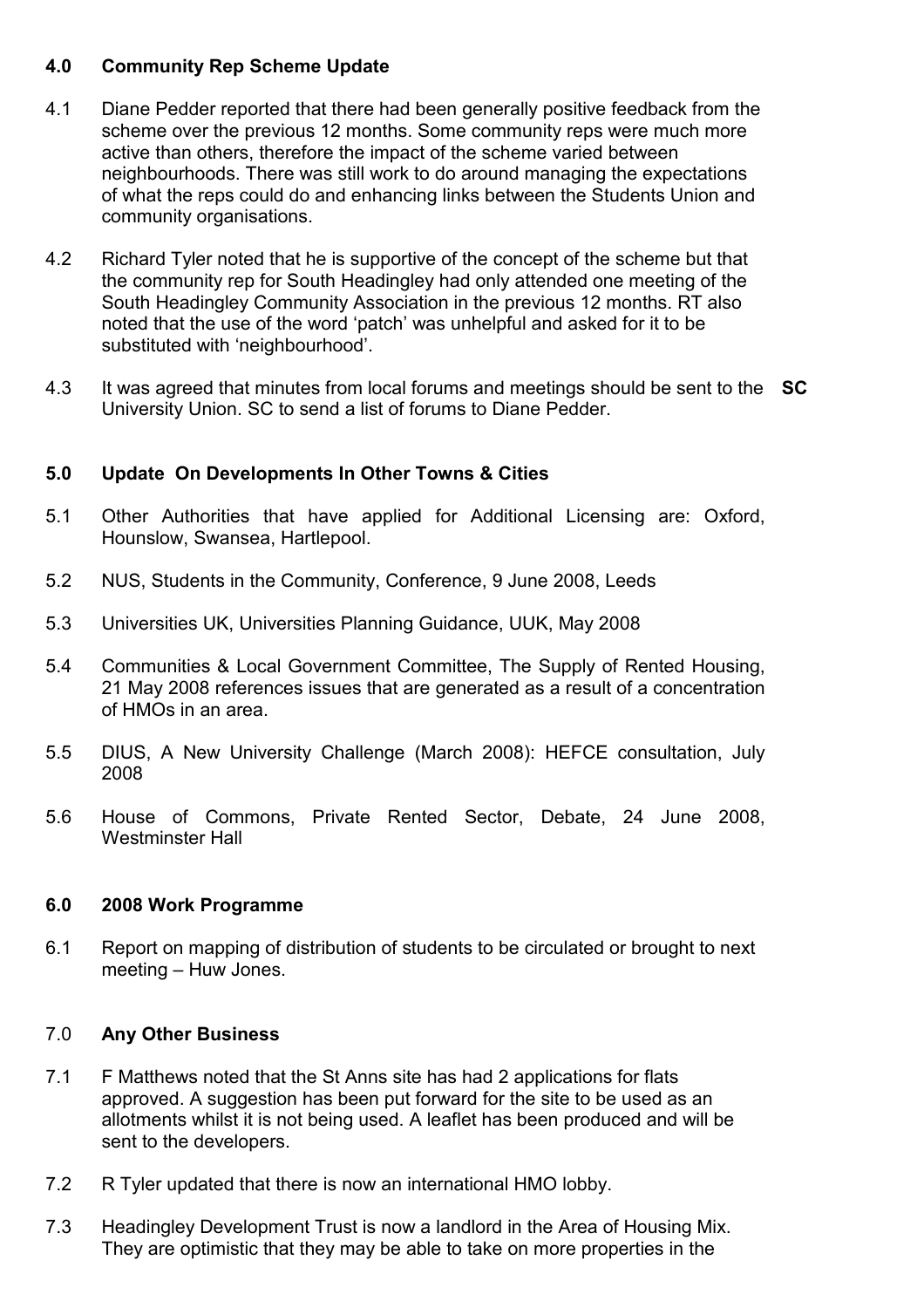## 4.0 Community Rep Scheme Update

4.1 Diane Pedder reported that there had been generally positive feedback from the scheme over the previous 12 months. Some community reps were much more active than others, therefore the impact of the scheme varied between neighbourhoods. There was still work to do around managing the expectations of what the reps could do and enhancing links between the Students Union and community organisations.

4.2 Richard Tyler noted that he is supportive of the concept of the scheme but that the community rep for South Headingley had only attended one meeting of the South Headingley Community Association in the previous 12 months. RT also noted that the use of the word 'patch' was unhelpful and asked for it to be substituted with 'neighbourhood'.

4.3 It was agreed that minutes from local forums and meetings should be sent to the University Union. SC to send a list of forums to Diane Pedder. **SC**

## 5.0 Update On Developments In Other Towns & Cities

5.1 Other Authorities that have applied for Additional Licensing are: Oxford, Hounslow, Swansea, Hartlepool.

5.2 NUS, Students in the Community, Conference, 9 June 2008, Leeds

5.3 Universities UK, Universities Planning Guidance, UUK, May 2008

5.4 Communities & Local Government Committee, The Supply of Rented Housing, 21 May 2008 references issues that are generated as a result of a concentration of HMOs in an area.

5.5 DIUS, A New University Challenge (March 2008): HEFCE consultation, July 2008

5.6 House of Commons, Private Rented Sector, Debate, 24 June 2008, Westminster Hall

## 6.0 2008 Work Programme

6.1 Report on mapping of distribution of students to be circulated or brought to next meeting – Huw Jones.

## 7.0 Any Other Business

7.1 F Matthews noted that the St Anns site has had 2 applications for flats approved. A suggestion has been put forward for the site to be used as an allotments whilst it is not being used. A leaflet has been produced and will be sent to the developers.

7.2 R Tyler updated that there is now an international HMO lobby.

7.3 Headingley Development Trust is now a landlord in the Area of Housing Mix. They are optimistic that they may be able to take on more properties in the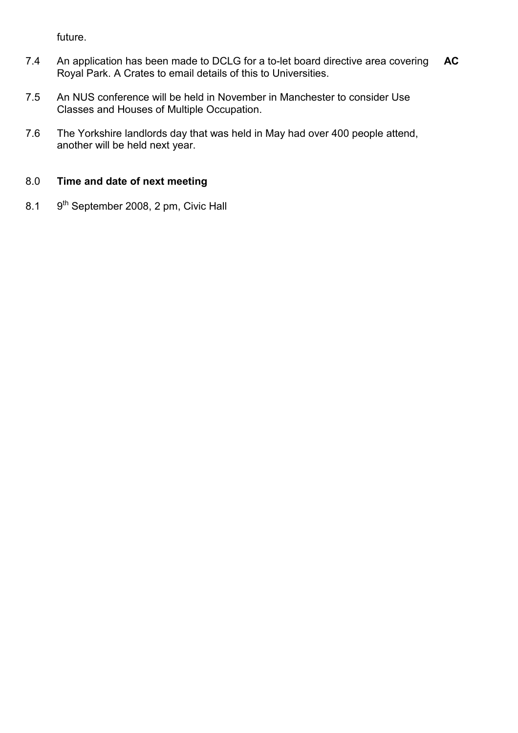future.

7.4 An application has been made to DCLG for a to-let board directive area covering Royal Park. A Crates to email details of this to Universities. **AC**

7.5 An NUS conference will be held in November in Manchester to consider Use Classes and Houses of Multiple Occupation.

7.6 The Yorkshire landlords day that was held in May had over 400 people attend, another will be held next year.

8.0 **Time and date of next meeting**

8.1 9th September 2008, 2 pm, Civic Hall